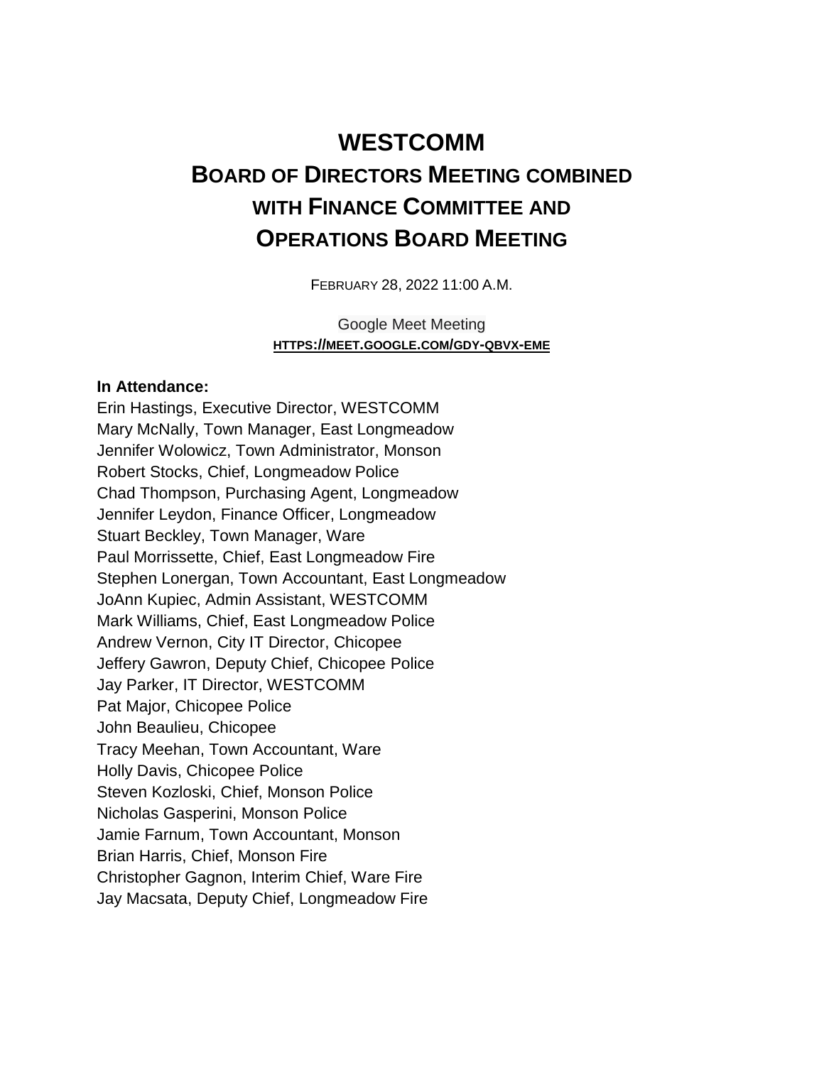# WESTCOMM

## BOARD OF DIRECTORS MEETING COMBINED WITH FINANCE COMMITTEE AND OPERATIONS BOARD MEETING

FEBRUARY 28, 2022 11:00 A.M.

Google Meet Meeting
HTTPS://MEET.GOOGLE.COM/GDY-QBVX-EME

**In Attendance:**

Erin Hastings, Executive Director, WESTCOMM
Mary McNally, Town Manager, East Longmeadow
Jennifer Wolowicz, Town Administrator, Monson
Robert Stocks, Chief, Longmeadow Police
Chad Thompson, Purchasing Agent, Longmeadow
Jennifer Leydon, Finance Officer, Longmeadow
Stuart Beckley, Town Manager, Ware
Paul Morrissette, Chief, East Longmeadow Fire
Stephen Lonergan, Town Accountant, East Longmeadow
JoAnn Kupiec, Admin Assistant, WESTCOMM
Mark Williams, Chief, East Longmeadow Police
Andrew Vernon, City IT Director, Chicopee
Jeffery Gawron, Deputy Chief, Chicopee Police
Jay Parker, IT Director, WESTCOMM
Pat Major, Chicopee Police
John Beaulieu, Chicopee
Tracy Meehan, Town Accountant, Ware
Holly Davis, Chicopee Police
Steven Kozloski, Chief, Monson Police
Nicholas Gasperini, Monson Police
Jamie Farnum, Town Accountant, Monson
Brian Harris, Chief, Monson Fire
Christopher Gagnon, Interim Chief, Ware Fire
Jay Macsata, Deputy Chief, Longmeadow Fire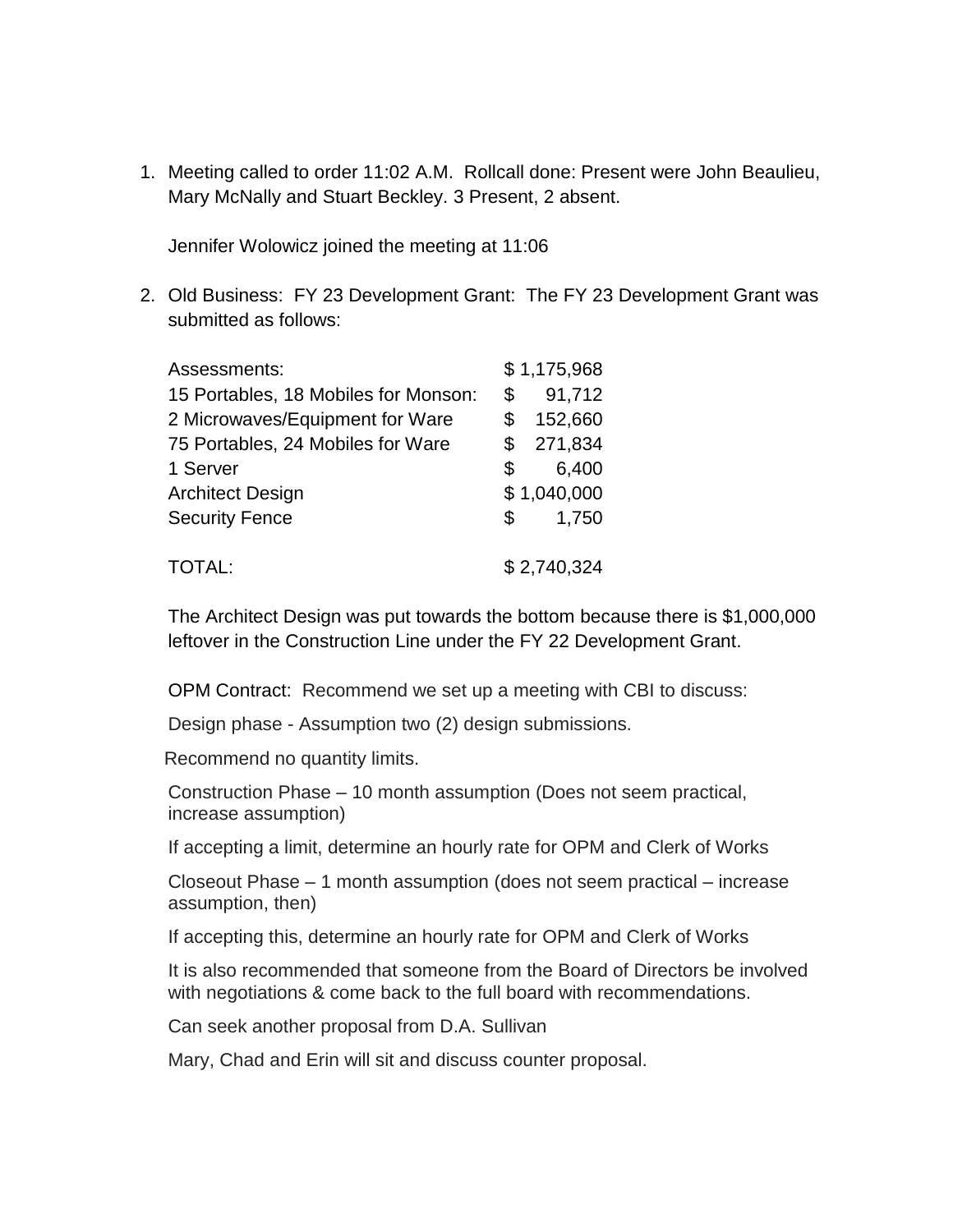1. Meeting called to order 11:02 A.M. Rollcall done: Present were John Beaulieu, Mary McNally and Stuart Beckley. 3 Present, 2 absent.

   Jennifer Wolowicz joined the meeting at 11:06

2. Old Business: FY 23 Development Grant: The FY 23 Development Grant was submitted as follows:

   | | |
   |---|---|
   | Assessments: | $ 1,175,968 |
   | 15 Portables, 18 Mobiles for Monson: | $ 91,712 |
   | 2 Microwaves/Equipment for Ware | $ 152,660 |
   | 75 Portables, 24 Mobiles for Ware | $ 271,834 |
   | 1 Server | $ 6,400 |
   | Architect Design | $ 1,040,000 |
   | Security Fence | $ 1,750 |
   | TOTAL: | $ 2,740,324 |

   The Architect Design was put towards the bottom because there is $1,000,000 leftover in the Construction Line under the FY 22 Development Grant.

   OPM Contract: Recommend we set up a meeting with CBI to discuss:

   Design phase - Assumption two (2) design submissions.

   Recommend no quantity limits.

   Construction Phase – 10 month assumption (Does not seem practical, increase assumption)

   If accepting a limit, determine an hourly rate for OPM and Clerk of Works

   Closeout Phase – 1 month assumption (does not seem practical – increase assumption, then)

   If accepting this, determine an hourly rate for OPM and Clerk of Works

   It is also recommended that someone from the Board of Directors be involved with negotiations & come back to the full board with recommendations.

   Can seek another proposal from D.A. Sullivan

   Mary, Chad and Erin will sit and discuss counter proposal.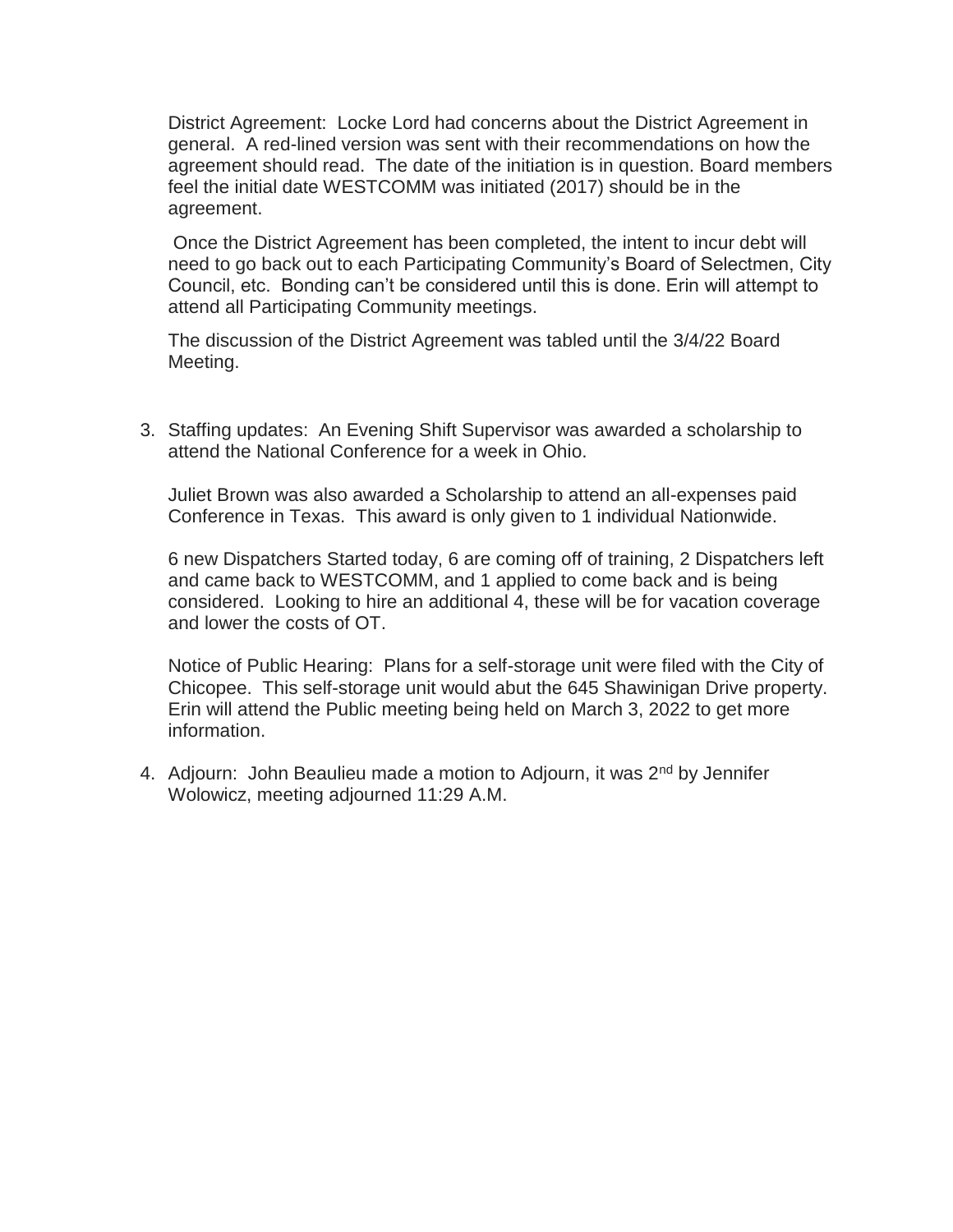District Agreement: Locke Lord had concerns about the District Agreement in general. A red-lined version was sent with their recommendations on how the agreement should read. The date of the initiation is in question. Board members feel the initial date WESTCOMM was initiated (2017) should be in the agreement.

Once the District Agreement has been completed, the intent to incur debt will need to go back out to each Participating Community's Board of Selectmen, City Council, etc. Bonding can't be considered until this is done. Erin will attempt to attend all Participating Community meetings.

The discussion of the District Agreement was tabled until the 3/4/22 Board Meeting.

3. Staffing updates: An Evening Shift Supervisor was awarded a scholarship to attend the National Conference for a week in Ohio.

   Juliet Brown was also awarded a Scholarship to attend an all-expenses paid Conference in Texas. This award is only given to 1 individual Nationwide.

   6 new Dispatchers Started today, 6 are coming off of training, 2 Dispatchers left and came back to WESTCOMM, and 1 applied to come back and is being considered. Looking to hire an additional 4, these will be for vacation coverage and lower the costs of OT.

   Notice of Public Hearing: Plans for a self-storage unit were filed with the City of Chicopee. This self-storage unit would abut the 645 Shawinigan Drive property. Erin will attend the Public meeting being held on March 3, 2022 to get more information.

4. Adjourn: John Beaulieu made a motion to Adjourn, it was 2nd by Jennifer Wolowicz, meeting adjourned 11:29 A.M.